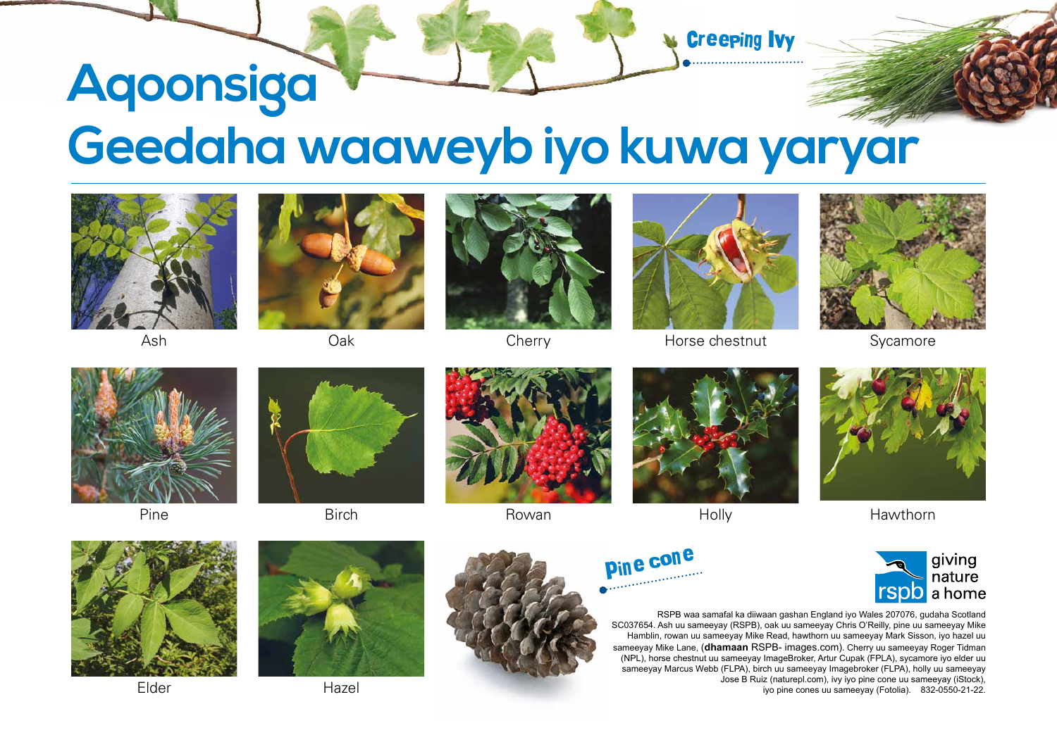# Aqoonsiga

# Geedaha waaweyb iyo kuwa yaryar

Creeping Ivy

Ash

Oak

Cherry

Horse chestnut

Sycamore

Pine

Birch

Rowan

Holly

Hawthorn

Elder

Hazel

Pine cone

giving nature a home

rspb

RSPB waa samafal ka diiwaan gashan England iyo Wales 207076, gudaha Scotland SC037654. Ash uu sameeyay (RSPB), oak uu sameeyay Chris O'Reilly, pine uu sameeyay Mike Hamblin, rowan uu sameeyay Mike Read, hawthorn uu sameeyay Mark Sisson, iyo hazel uu sameeyay Mike Lane, (**dhamaan** RSPB- images.com). Cherry uu sameeyay Roger Tidman (NPL), horse chestnut uu sameeyay ImageBroker, Artur Cupak (FPLA), sycamore iyo elder uu sameeyay Marcus Webb (FLPA), birch uu sameeyay Imagebroker (FLPA), holly uu sameeyay Jose B Ruiz (naturepl.com), ivy iyo pine cone uu sameeyay (iStock), iyo pine cones uu sameeyay (Fotolia). 832-0550-21-22.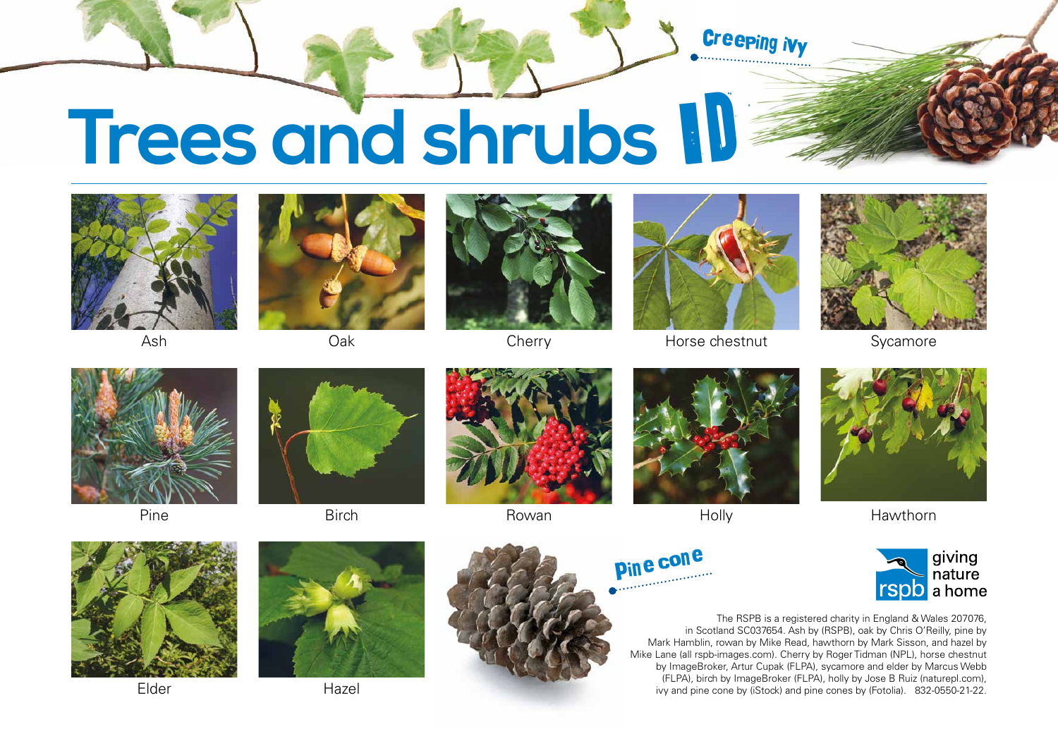# Trees and shrubs ID

Creeping ivy

Ash

Oak

Cherry

Horse chestnut

Sycamore

Pine

Birch

Rowan

Holly

Hawthorn

Elder

Hazel

Pine cone

rspb giving nature a home

The RSPB is a registered charity in England & Wales 207076, in Scotland SC037654. Ash by (RSPB), oak by Chris O'Reilly, pine by Mark Hamblin, rowan by Mike Read, hawthorn by Mark Sisson, and hazel by Mike Lane (all rspb-images.com). Cherry by Roger Tidman (NPL), horse chestnut by ImageBroker, Artur Cupak (FLPA), sycamore and elder by Marcus Webb (FLPA), birch by ImageBroker (FLPA), holly by Jose B Ruiz (naturepl.com), ivy and pine cone by (iStock) and pine cones by (Fotolia). 832-0550-21-22.